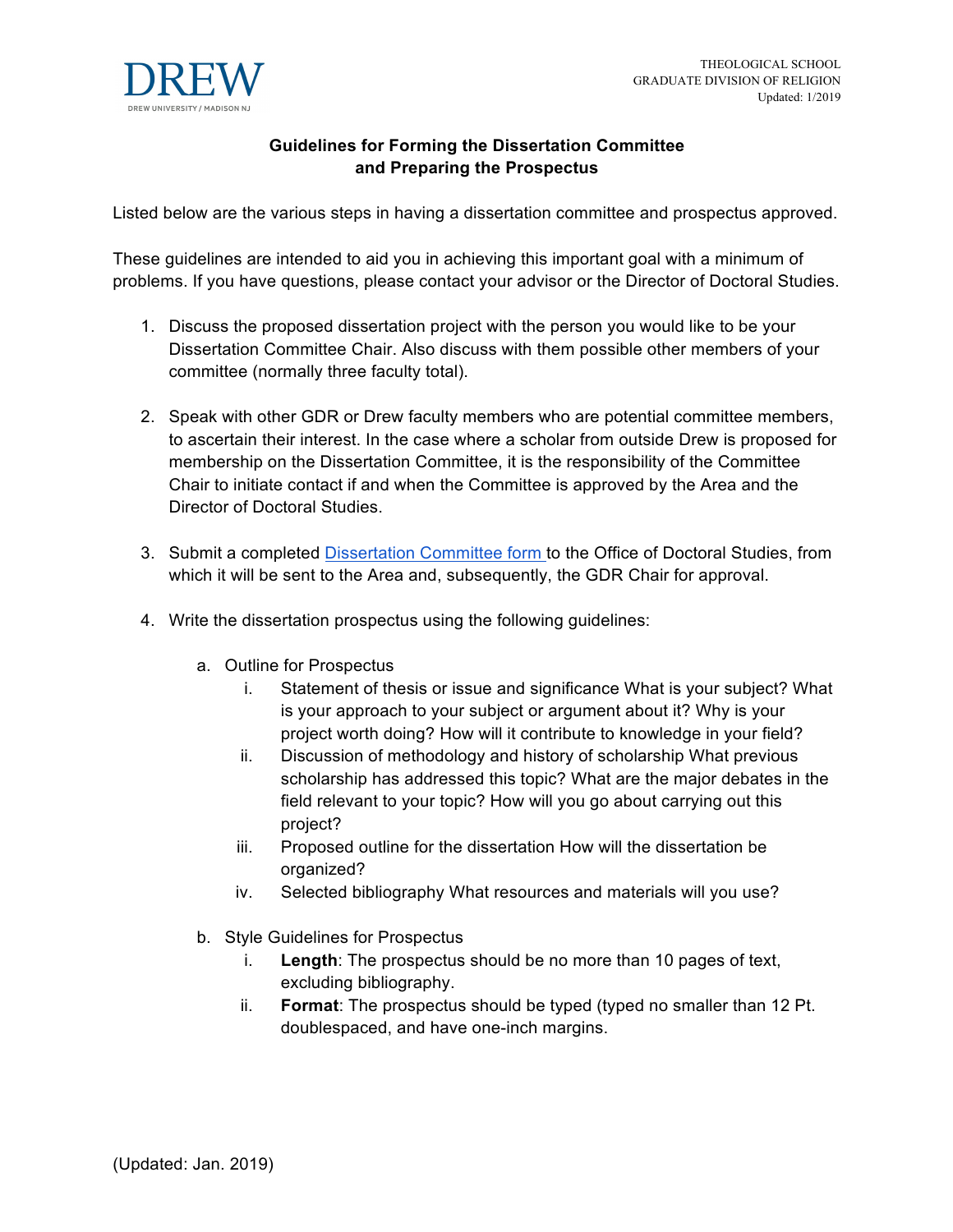DREW

DREW UNIVERSITY / MADISON NJ

THEOLOGICAL SCHOOL
GRADUATE DIVISION OF RELIGION
Updated: 1/2019

## Guidelines for Forming the Dissertation Committee and Preparing the Prospectus

Listed below are the various steps in having a dissertation committee and prospectus approved.

These guidelines are intended to aid you in achieving this important goal with a minimum of problems. If you have questions, please contact your advisor or the Director of Doctoral Studies.

1. Discuss the proposed dissertation project with the person you would like to be your Dissertation Committee Chair. Also discuss with them possible other members of your committee (normally three faculty total).

2. Speak with other GDR or Drew faculty members who are potential committee members, to ascertain their interest. In the case where a scholar from outside Drew is proposed for membership on the Dissertation Committee, it is the responsibility of the Committee Chair to initiate contact if and when the Committee is approved by the Area and the Director of Doctoral Studies.

3. Submit a completed Dissertation Committee form to the Office of Doctoral Studies, from which it will be sent to the Area and, subsequently, the GDR Chair for approval.

4. Write the dissertation prospectus using the following guidelines:

   a. Outline for Prospectus
      i. Statement of thesis or issue and significance What is your subject? What is your approach to your subject or argument about it? Why is your project worth doing? How will it contribute to knowledge in your field?
      ii. Discussion of methodology and history of scholarship What previous scholarship has addressed this topic? What are the major debates in the field relevant to your topic? How will you go about carrying out this project?
      iii. Proposed outline for the dissertation How will the dissertation be organized?
      iv. Selected bibliography What resources and materials will you use?

   b. Style Guidelines for Prospectus
      i. **Length**: The prospectus should be no more than 10 pages of text, excluding bibliography.
      ii. **Format**: The prospectus should be typed (typed no smaller than 12 Pt. doublespaced, and have one-inch margins.

(Updated: Jan. 2019)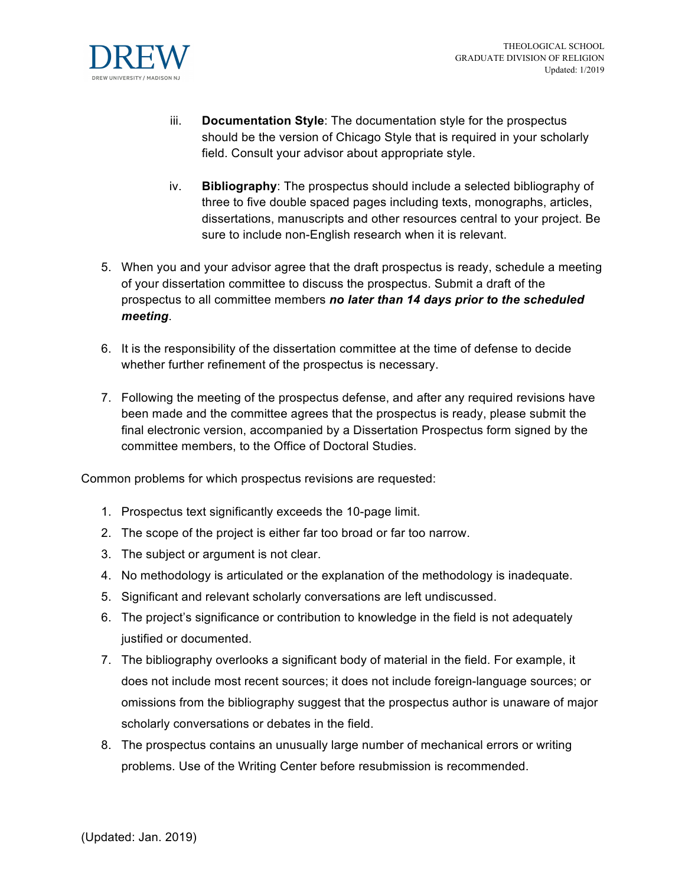iii. **Documentation Style**: The documentation style for the prospectus should be the version of Chicago Style that is required in your scholarly field. Consult your advisor about appropriate style.

iv. **Bibliography**: The prospectus should include a selected bibliography of three to five double spaced pages including texts, monographs, articles, dissertations, manuscripts and other resources central to your project. Be sure to include non-English research when it is relevant.

5. When you and your advisor agree that the draft prospectus is ready, schedule a meeting of your dissertation committee to discuss the prospectus. Submit a draft of the prospectus to all committee members ***no later than 14 days prior to the scheduled meeting***.

6. It is the responsibility of the dissertation committee at the time of defense to decide whether further refinement of the prospectus is necessary.

7. Following the meeting of the prospectus defense, and after any required revisions have been made and the committee agrees that the prospectus is ready, please submit the final electronic version, accompanied by a Dissertation Prospectus form signed by the committee members, to the Office of Doctoral Studies.

Common problems for which prospectus revisions are requested:

1. Prospectus text significantly exceeds the 10-page limit.
2. The scope of the project is either far too broad or far too narrow.
3. The subject or argument is not clear.
4. No methodology is articulated or the explanation of the methodology is inadequate.
5. Significant and relevant scholarly conversations are left undiscussed.
6. The project's significance or contribution to knowledge in the field is not adequately justified or documented.
7. The bibliography overlooks a significant body of material in the field. For example, it does not include most recent sources; it does not include foreign-language sources; or omissions from the bibliography suggest that the prospectus author is unaware of major scholarly conversations or debates in the field.
8. The prospectus contains an unusually large number of mechanical errors or writing problems. Use of the Writing Center before resubmission is recommended.

(Updated: Jan. 2019)